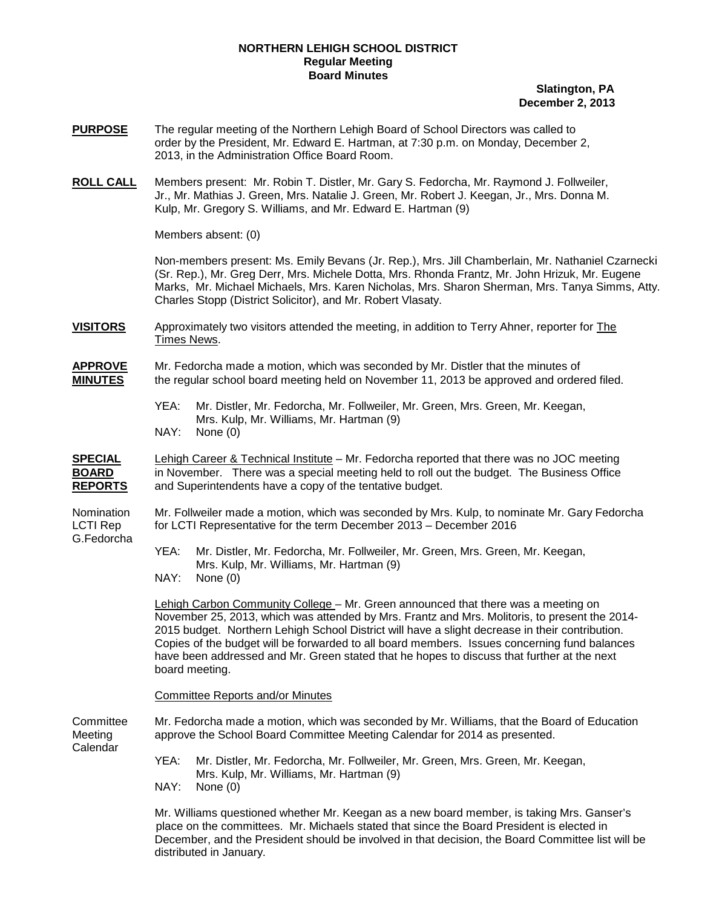**NORTHERN LEHIGH SCHOOL DISTRICT**
**Regular Meeting**
**Board Minutes**

**Slatington, PA**
**December 2, 2013**

**PURPOSE** The regular meeting of the Northern Lehigh Board of School Directors was called to order by the President, Mr. Edward E. Hartman, at 7:30 p.m. on Monday, December 2, 2013, in the Administration Office Board Room.

**ROLL CALL** Members present: Mr. Robin T. Distler, Mr. Gary S. Fedorcha, Mr. Raymond J. Follweiler, Jr., Mr. Mathias J. Green, Mrs. Natalie J. Green, Mr. Robert J. Keegan, Jr., Mrs. Donna M. Kulp, Mr. Gregory S. Williams, and Mr. Edward E. Hartman (9)

Members absent: (0)

Non-members present: Ms. Emily Bevans (Jr. Rep.), Mrs. Jill Chamberlain, Mr. Nathaniel Czarnecki (Sr. Rep.), Mr. Greg Derr, Mrs. Michele Dotta, Mrs. Rhonda Frantz, Mr. John Hrizuk, Mr. Eugene Marks, Mr. Michael Michaels, Mrs. Karen Nicholas, Mrs. Sharon Sherman, Mrs. Tanya Simms, Atty. Charles Stopp (District Solicitor), and Mr. Robert Vlasaty.

**VISITORS** Approximately two visitors attended the meeting, in addition to Terry Ahner, reporter for The Times News.

**APPROVE MINUTES** Mr. Fedorcha made a motion, which was seconded by Mr. Distler that the minutes of the regular school board meeting held on November 11, 2013 be approved and ordered filed.

YEA: Mr. Distler, Mr. Fedorcha, Mr. Follweiler, Mr. Green, Mrs. Green, Mr. Keegan, Mrs. Kulp, Mr. Williams, Mr. Hartman (9)
NAY: None (0)

**SPECIAL BOARD REPORTS** Lehigh Career & Technical Institute – Mr. Fedorcha reported that there was no JOC meeting in November. There was a special meeting held to roll out the budget. The Business Office and Superintendents have a copy of the tentative budget.

Nomination LCTI Rep G.Fedorcha

Mr. Follweiler made a motion, which was seconded by Mrs. Kulp, to nominate Mr. Gary Fedorcha for LCTI Representative for the term December 2013 – December 2016

YEA: Mr. Distler, Mr. Fedorcha, Mr. Follweiler, Mr. Green, Mrs. Green, Mr. Keegan, Mrs. Kulp, Mr. Williams, Mr. Hartman (9)
NAY: None (0)

Lehigh Carbon Community College – Mr. Green announced that there was a meeting on November 25, 2013, which was attended by Mrs. Frantz and Mrs. Molitoris, to present the 2014-2015 budget. Northern Lehigh School District will have a slight decrease in their contribution. Copies of the budget will be forwarded to all board members. Issues concerning fund balances have been addressed and Mr. Green stated that he hopes to discuss that further at the next board meeting.

Committee Reports and/or Minutes

Committee Meeting Calendar

Mr. Fedorcha made a motion, which was seconded by Mr. Williams, that the Board of Education approve the School Board Committee Meeting Calendar for 2014 as presented.

YEA: Mr. Distler, Mr. Fedorcha, Mr. Follweiler, Mr. Green, Mrs. Green, Mr. Keegan, Mrs. Kulp, Mr. Williams, Mr. Hartman (9)
NAY: None (0)

Mr. Williams questioned whether Mr. Keegan as a new board member, is taking Mrs. Ganser's place on the committees. Mr. Michaels stated that since the Board President is elected in December, and the President should be involved in that decision, the Board Committee list will be distributed in January.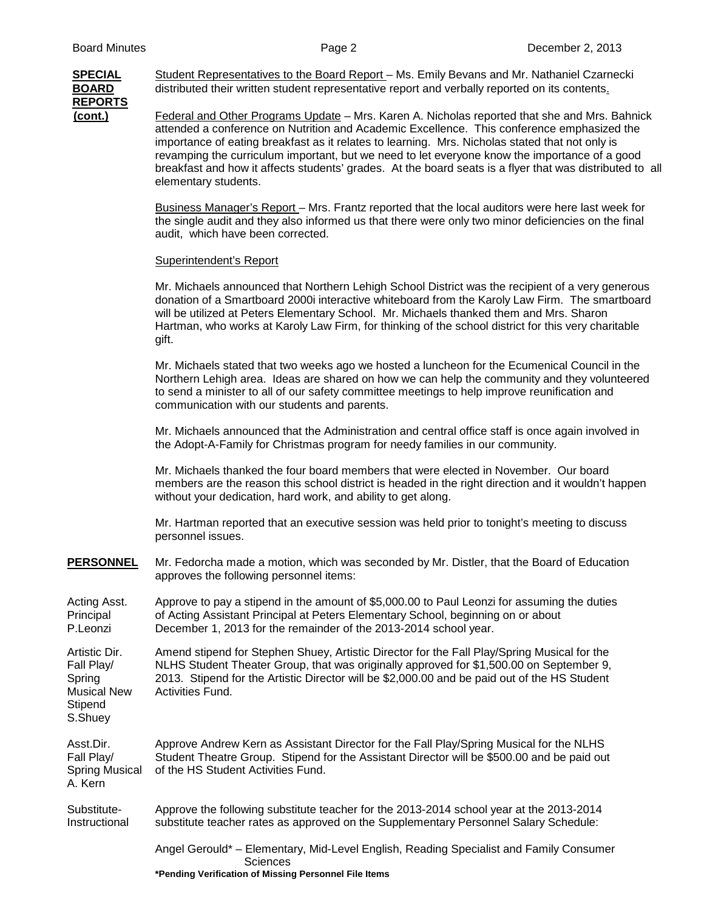**SPECIAL BOARD REPORTS (cont.)**

Student Representatives to the Board Report – Ms. Emily Bevans and Mr. Nathaniel Czarnecki distributed their written student representative report and verbally reported on its contents.

Federal and Other Programs Update – Mrs. Karen A. Nicholas reported that she and Mrs. Bahnick attended a conference on Nutrition and Academic Excellence. This conference emphasized the importance of eating breakfast as it relates to learning. Mrs. Nicholas stated that not only is revamping the curriculum important, but we need to let everyone know the importance of a good breakfast and how it affects students' grades. At the board seats is a flyer that was distributed to all elementary students.

Business Manager's Report – Mrs. Frantz reported that the local auditors were here last week for the single audit and they also informed us that there were only two minor deficiencies on the final audit, which have been corrected.

Superintendent's Report

Mr. Michaels announced that Northern Lehigh School District was the recipient of a very generous donation of a Smartboard 2000i interactive whiteboard from the Karoly Law Firm. The smartboard will be utilized at Peters Elementary School. Mr. Michaels thanked them and Mrs. Sharon Hartman, who works at Karoly Law Firm, for thinking of the school district for this very charitable gift.

Mr. Michaels stated that two weeks ago we hosted a luncheon for the Ecumenical Council in the Northern Lehigh area. Ideas are shared on how we can help the community and they volunteered to send a minister to all of our safety committee meetings to help improve reunification and communication with our students and parents.

Mr. Michaels announced that the Administration and central office staff is once again involved in the Adopt-A-Family for Christmas program for needy families in our community.

Mr. Michaels thanked the four board members that were elected in November. Our board members are the reason this school district is headed in the right direction and it wouldn't happen without your dedication, hard work, and ability to get along.

Mr. Hartman reported that an executive session was held prior to tonight's meeting to discuss personnel issues.

**PERSONNEL**

Mr. Fedorcha made a motion, which was seconded by Mr. Distler, that the Board of Education approves the following personnel items:

Acting Asst. Principal P.Leonzi

Approve to pay a stipend in the amount of $5,000.00 to Paul Leonzi for assuming the duties of Acting Assistant Principal at Peters Elementary School, beginning on or about December 1, 2013 for the remainder of the 2013-2014 school year.

Artistic Dir. Fall Play/ Spring Musical New Stipend S.Shuey

Amend stipend for Stephen Shuey, Artistic Director for the Fall Play/Spring Musical for the NLHS Student Theater Group, that was originally approved for $1,500.00 on September 9, 2013. Stipend for the Artistic Director will be $2,000.00 and be paid out of the HS Student Activities Fund.

Asst.Dir. Fall Play/ Spring Musical A. Kern

Approve Andrew Kern as Assistant Director for the Fall Play/Spring Musical for the NLHS Student Theatre Group. Stipend for the Assistant Director will be $500.00 and be paid out of the HS Student Activities Fund.

Substitute- Instructional

Approve the following substitute teacher for the 2013-2014 school year at the 2013-2014 substitute teacher rates as approved on the Supplementary Personnel Salary Schedule:

Angel Gerould* – Elementary, Mid-Level English, Reading Specialist and Family Consumer Sciences

**\*Pending Verification of Missing Personnel File Items**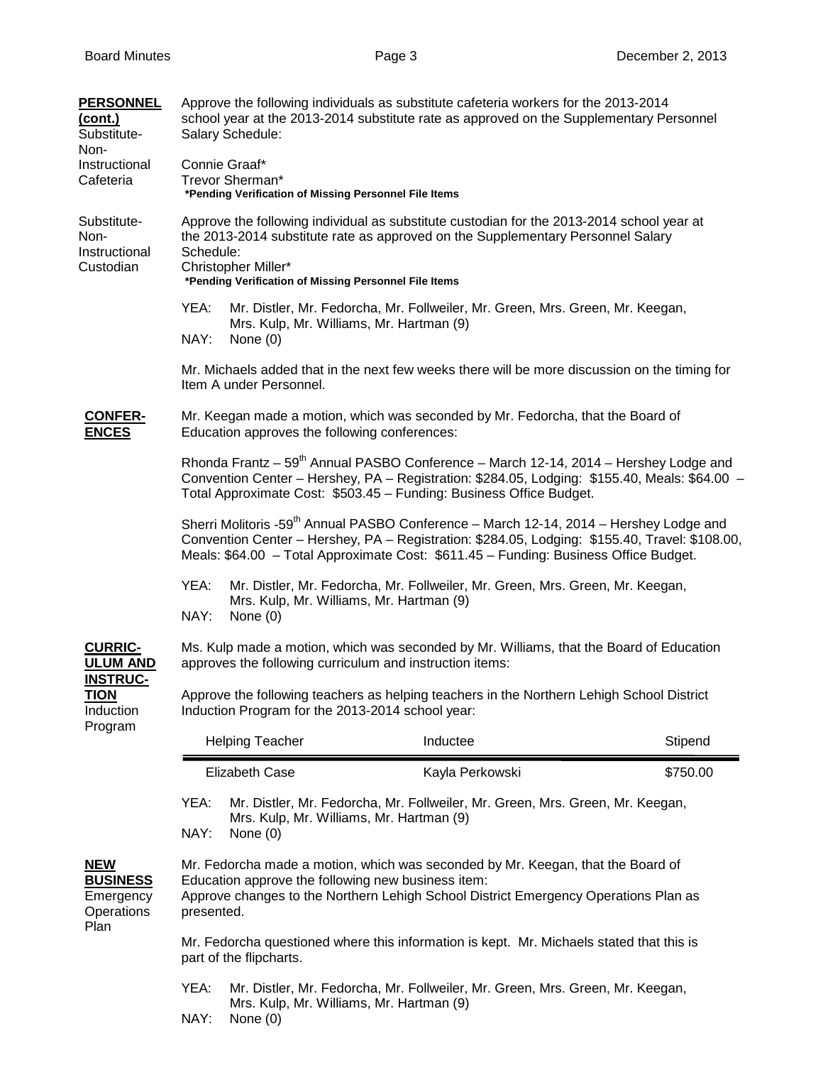**PERSONNEL (cont.)**
**Substitute-Non-Instructional Cafeteria**

Approve the following individuals as substitute cafeteria workers for the 2013-2014 school year at the 2013-2014 substitute rate as approved on the Supplementary Personnel Salary Schedule:

Connie Graaf*
Trevor Sherman*
**\*Pending Verification of Missing Personnel File Items**

**Substitute-Non-Instructional Custodian**

Approve the following individual as substitute custodian for the 2013-2014 school year at the 2013-2014 substitute rate as approved on the Supplementary Personnel Salary Schedule:
Christopher Miller*
**\*Pending Verification of Missing Personnel File Items**

YEA: Mr. Distler, Mr. Fedorcha, Mr. Follweiler, Mr. Green, Mrs. Green, Mr. Keegan, Mrs. Kulp, Mr. Williams, Mr. Hartman (9)
NAY: None (0)

Mr. Michaels added that in the next few weeks there will be more discussion on the timing for Item A under Personnel.

**CONFERENCES**

Mr. Keegan made a motion, which was seconded by Mr. Fedorcha, that the Board of Education approves the following conferences:

Rhonda Frantz – 59th Annual PASBO Conference – March 12-14, 2014 – Hershey Lodge and Convention Center – Hershey, PA – Registration: $284.05, Lodging: $155.40, Meals: $64.00 – Total Approximate Cost: $503.45 – Funding: Business Office Budget.

Sherri Molitoris -59th Annual PASBO Conference – March 12-14, 2014 – Hershey Lodge and Convention Center – Hershey, PA – Registration: $284.05, Lodging: $155.40, Travel: $108.00, Meals: $64.00 – Total Approximate Cost: $611.45 – Funding: Business Office Budget.

YEA: Mr. Distler, Mr. Fedorcha, Mr. Follweiler, Mr. Green, Mrs. Green, Mr. Keegan, Mrs. Kulp, Mr. Williams, Mr. Hartman (9)
NAY: None (0)

**CURRICULUM AND INSTRUCTION**
**Induction Program**

Ms. Kulp made a motion, which was seconded by Mr. Williams, that the Board of Education approves the following curriculum and instruction items:

Approve the following teachers as helping teachers in the Northern Lehigh School District Induction Program for the 2013-2014 school year:

| Helping Teacher | Inductee | Stipend |
|---|---|---|
| Elizabeth Case | Kayla Perkowski | $750.00 |

YEA: Mr. Distler, Mr. Fedorcha, Mr. Follweiler, Mr. Green, Mrs. Green, Mr. Keegan, Mrs. Kulp, Mr. Williams, Mr. Hartman (9)
NAY: None (0)

**NEW BUSINESS**
**Emergency Operations Plan**

Mr. Fedorcha made a motion, which was seconded by Mr. Keegan, that the Board of Education approve the following new business item:
Approve changes to the Northern Lehigh School District Emergency Operations Plan as presented.

Mr. Fedorcha questioned where this information is kept. Mr. Michaels stated that this is part of the flipcharts.

YEA: Mr. Distler, Mr. Fedorcha, Mr. Follweiler, Mr. Green, Mrs. Green, Mr. Keegan, Mrs. Kulp, Mr. Williams, Mr. Hartman (9)
NAY: None (0)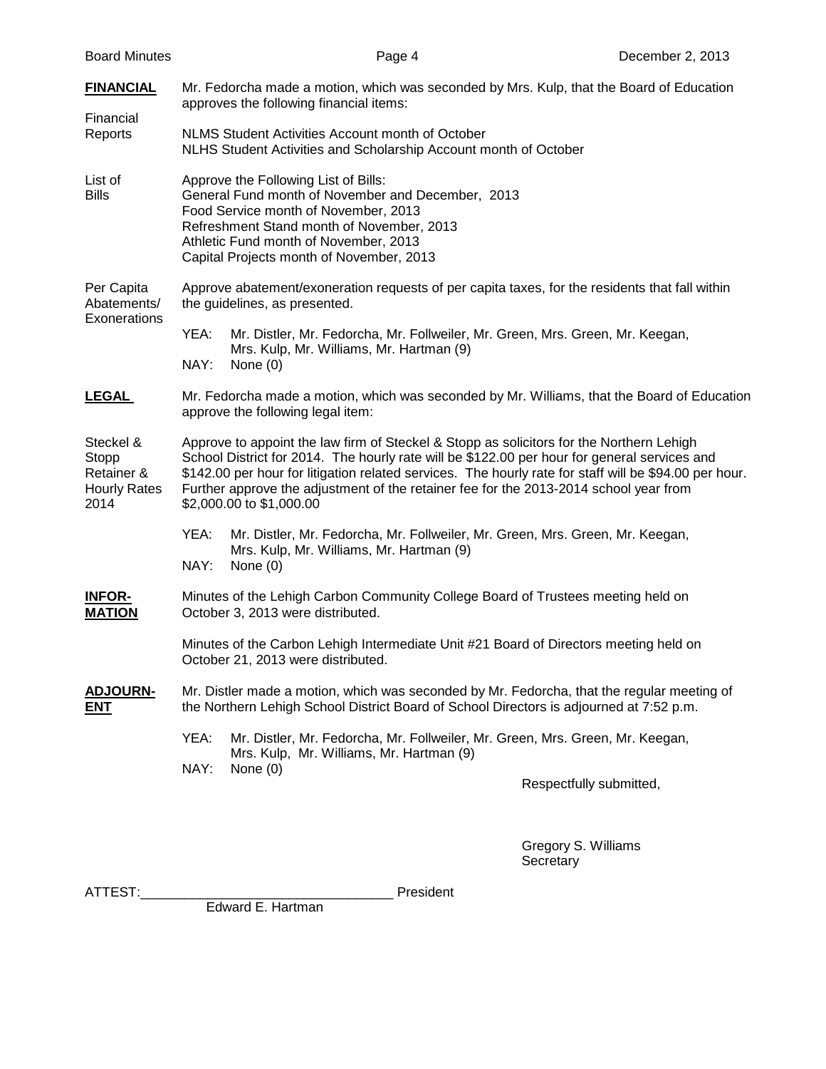**FINANCIAL**

Mr. Fedorcha made a motion, which was seconded by Mrs. Kulp, that the Board of Education approves the following financial items:

Financial Reports

NLMS Student Activities Account month of October
NLHS Student Activities and Scholarship Account month of October

List of Bills

Approve the Following List of Bills:
General Fund month of November and December, 2013
Food Service month of November, 2013
Refreshment Stand month of November, 2013
Athletic Fund month of November, 2013
Capital Projects month of November, 2013

Per Capita Abatements/ Exonerations

Approve abatement/exoneration requests of per capita taxes, for the residents that fall within the guidelines, as presented.

YEA: Mr. Distler, Mr. Fedorcha, Mr. Follweiler, Mr. Green, Mrs. Green, Mr. Keegan, Mrs. Kulp, Mr. Williams, Mr. Hartman (9)
NAY: None (0)

**LEGAL**

Mr. Fedorcha made a motion, which was seconded by Mr. Williams, that the Board of Education approve the following legal item:

Steckel & Stopp Retainer & Hourly Rates 2014

Approve to appoint the law firm of Steckel & Stopp as solicitors for the Northern Lehigh School District for 2014. The hourly rate will be $122.00 per hour for general services and $142.00 per hour for litigation related services. The hourly rate for staff will be $94.00 per hour. Further approve the adjustment of the retainer fee for the 2013-2014 school year from $2,000.00 to $1,000.00

YEA: Mr. Distler, Mr. Fedorcha, Mr. Follweiler, Mr. Green, Mrs. Green, Mr. Keegan, Mrs. Kulp, Mr. Williams, Mr. Hartman (9)
NAY: None (0)

**INFOR-MATION**

Minutes of the Lehigh Carbon Community College Board of Trustees meeting held on October 3, 2013 were distributed.

Minutes of the Carbon Lehigh Intermediate Unit #21 Board of Directors meeting held on October 21, 2013 were distributed.

**ADJOURN-ENT**

Mr. Distler made a motion, which was seconded by Mr. Fedorcha, that the regular meeting of the Northern Lehigh School District Board of School Directors is adjourned at 7:52 p.m.

YEA: Mr. Distler, Mr. Fedorcha, Mr. Follweiler, Mr. Green, Mrs. Green, Mr. Keegan, Mrs. Kulp, Mr. Williams, Mr. Hartman (9)
NAY: None (0)

Respectfully submitted,

Gregory S. Williams
Secretary

ATTEST:_________________________________ President
Edward E. Hartman